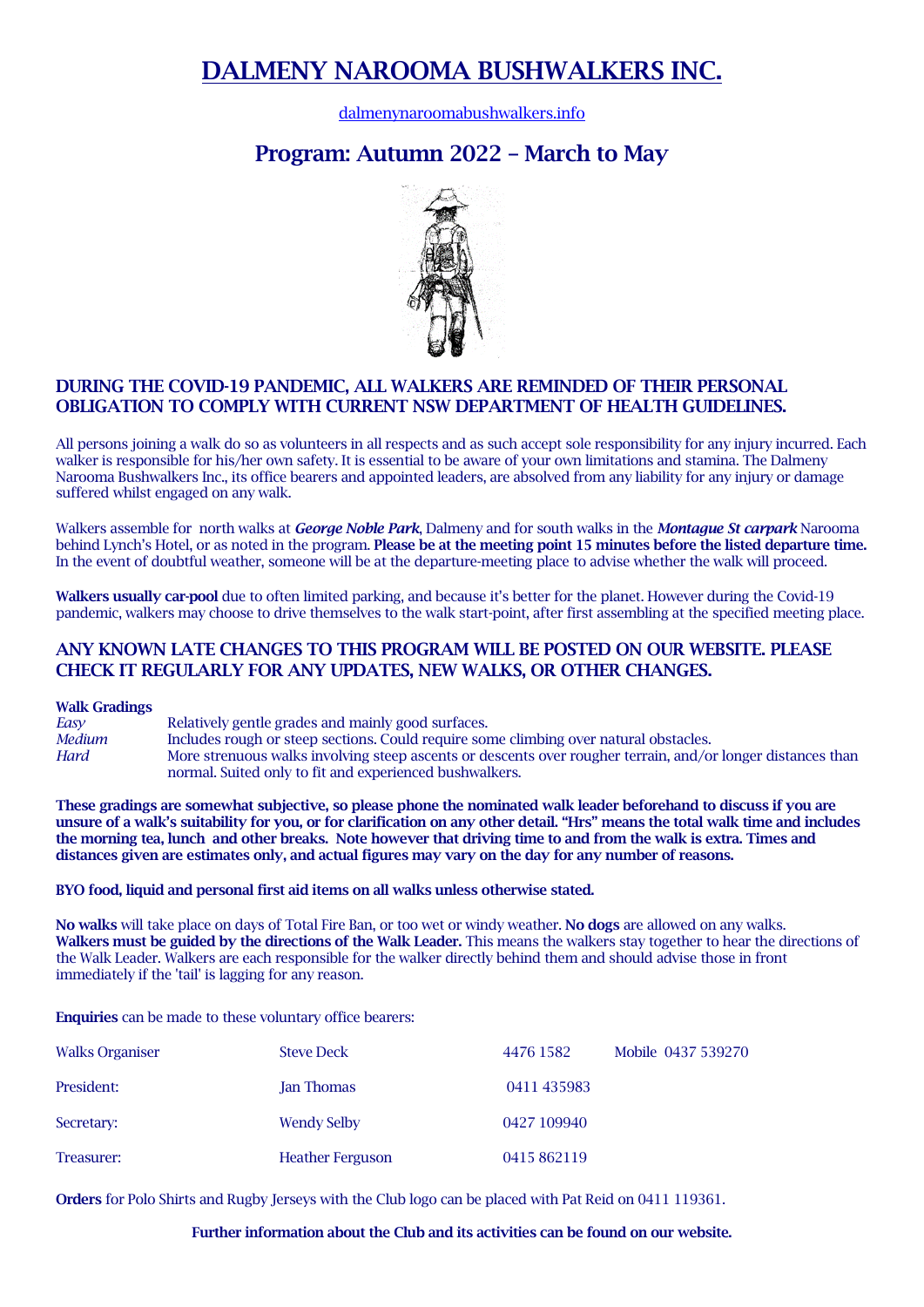# DALMENY NAROOMA BUSHWALKERS INC.

dalmenynaroomabushwalkers.info

## Program: Autumn 2022 – March to May

### DURING THE COVID-19 PANDEMIC, ALL WALKERS ARE REMINDED OF THEIR PERSONAL OBLIGATION TO COMPLY WITH CURRENT NSW DEPARTMENT OF HEALTH GUIDELINES.

All persons joining a walk do so as volunteers in all respects and as such accept sole responsibility for any injury incurred. Each walker is responsible for his/her own safety. It is essential to be aware of your own limitations and stamina. The Dalmeny Narooma Bushwalkers Inc., its office bearers and appointed leaders, are absolved from any liability for any injury or damage suffered whilst engaged on any walk.

Walkers assemble for north walks at ***George Noble Park***, Dalmeny and for south walks in the ***Montague St carpark*** Narooma behind Lynch's Hotel, or as noted in the program. **Please be at the meeting point 15 minutes before the listed departure time.** In the event of doubtful weather, someone will be at the departure-meeting place to advise whether the walk will proceed.

**Walkers usually car-pool** due to often limited parking, and because it's better for the planet. However during the Covid-19 pandemic, walkers may choose to drive themselves to the walk start-point, after first assembling at the specified meeting place.

### ANY KNOWN LATE CHANGES TO THIS PROGRAM WILL BE POSTED ON OUR WEBSITE. PLEASE CHECK IT REGULARLY FOR ANY UPDATES, NEW WALKS, OR OTHER CHANGES.

**Walk Gradings**

| | |
|---|---|
| *Easy* | Relatively gentle grades and mainly good surfaces. |
| *Medium* | Includes rough or steep sections. Could require some climbing over natural obstacles. |
| *Hard* | More strenuous walks involving steep ascents or descents over rougher terrain, and/or longer distances than normal. Suited only to fit and experienced bushwalkers. |

**These gradings are somewhat subjective, so please phone the nominated walk leader beforehand to discuss if you are unsure of a walk's suitability for you, or for clarification on any other detail. "Hrs" means the total walk time and includes the morning tea, lunch and other breaks. Note however that driving time to and from the walk is extra. Times and distances given are estimates only, and actual figures may vary on the day for any number of reasons.**

**BYO food, liquid and personal first aid items on all walks unless otherwise stated.**

**No walks** will take place on days of Total Fire Ban, or too wet or windy weather. **No dogs** are allowed on any walks. **Walkers must be guided by the directions of the Walk Leader.** This means the walkers stay together to hear the directions of the Walk Leader. Walkers are each responsible for the walker directly behind them and should advise those in front immediately if the 'tail' is lagging for any reason.

**Enquiries** can be made to these voluntary office bearers:

| | | | |
|---|---|---|---|
| Walks Organiser | Steve Deck | 4476 1582 | Mobile 0437 539270 |
| President: | Jan Thomas | 0411 435983 | |
| Secretary: | Wendy Selby | 0427 109940 | |
| Treasurer: | Heather Ferguson | 0415 862119 | |

**Orders** for Polo Shirts and Rugby Jerseys with the Club logo can be placed with Pat Reid on 0411 119361.

**Further information about the Club and its activities can be found on our website.**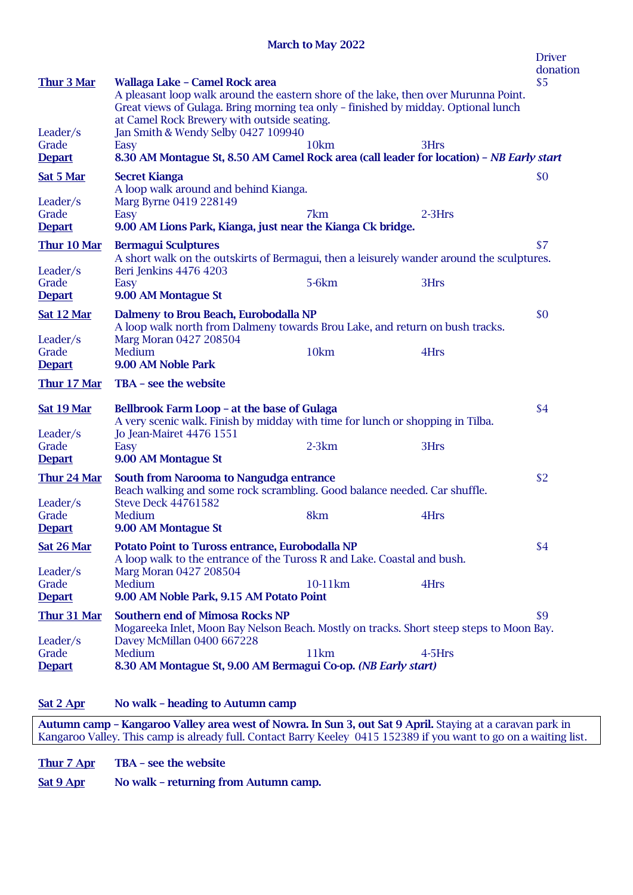## March to May 2022

Driver donation

**Thur 3 Mar** — **Wallaga Lake – Camel Rock area** — $5

A pleasant loop walk around the eastern shore of the lake, then over Murunna Point. Great views of Gulaga. Bring morning tea only – finished by midday. Optional lunch at Camel Rock Brewery with outside seating.

Leader/s: Jan Smith & Wendy Selby 0427 109940
Grade: Easy — 10km — 3Hrs
**Depart: 8.30 AM Montague St, 8.50 AM Camel Rock area (call leader for location) – *NB Early start***

**Sat 5 Mar** — **Secret Kianga** — $0

A loop walk around and behind Kianga.

Leader/s: Marg Byrne 0419 228149
Grade: Easy — 7km — 2-3Hrs
**Depart: 9.00 AM Lions Park, Kianga, just near the Kianga Ck bridge.**

**Thur 10 Mar** — **Bermagui Sculptures** — $7

A short walk on the outskirts of Bermagui, then a leisurely wander around the sculptures.

Leader/s: Beri Jenkins 4476 4203
Grade: Easy — 5-6km — 3Hrs
**Depart: 9.00 AM Montague St**

**Sat 12 Mar** — **Dalmeny to Brou Beach, Eurobodalla NP** — $0

A loop walk north from Dalmeny towards Brou Lake, and return on bush tracks.

Leader/s: Marg Moran 0427 208504
Grade: Medium — 10km — 4Hrs
**Depart: 9.00 AM Noble Park**

**Thur 17 Mar** — **TBA – see the website**

**Sat 19 Mar** — **Bellbrook Farm Loop – at the base of Gulaga** — $4

A very scenic walk. Finish by midday with time for lunch or shopping in Tilba.

Leader/s: Jo Jean-Mairet 4476 1551
Grade: Easy — 2-3km — 3Hrs
**Depart: 9.00 AM Montague St**

**Thur 24 Mar** — **South from Narooma to Nangudga entrance** — $2

Beach walking and some rock scrambling. Good balance needed. Car shuffle.

Leader/s: Steve Deck 44761582
Grade: Medium — 8km — 4Hrs
**Depart: 9.00 AM Montague St**

**Sat 26 Mar** — **Potato Point to Tuross entrance, Eurobodalla NP** — $4

A loop walk to the entrance of the Tuross R and Lake. Coastal and bush.

Leader/s: Marg Moran 0427 208504
Grade: Medium — 10-11km — 4Hrs
**Depart: 9.00 AM Noble Park, 9.15 AM Potato Point**

**Thur 31 Mar** — **Southern end of Mimosa Rocks NP** — $9

Mogareeka Inlet, Moon Bay Nelson Beach. Mostly on tracks. Short steep steps to Moon Bay.

Leader/s: Davey McMillan 0400 667228
Grade: Medium — 11km — 4-5Hrs
**Depart: 8.30 AM Montague St, 9.00 AM Bermagui Co-op. *(NB Early start)***

**Sat 2 Apr** — **No walk – heading to Autumn camp**

**Autumn camp – Kangaroo Valley area west of Nowra. In Sun 3, out Sat 9 April.** Staying at a caravan park in Kangaroo Valley. This camp is already full. Contact Barry Keeley 0415 152389 if you want to go on a waiting list.

**Thur 7 Apr** — **TBA – see the website**

**Sat 9 Apr** — **No walk – returning from Autumn camp.**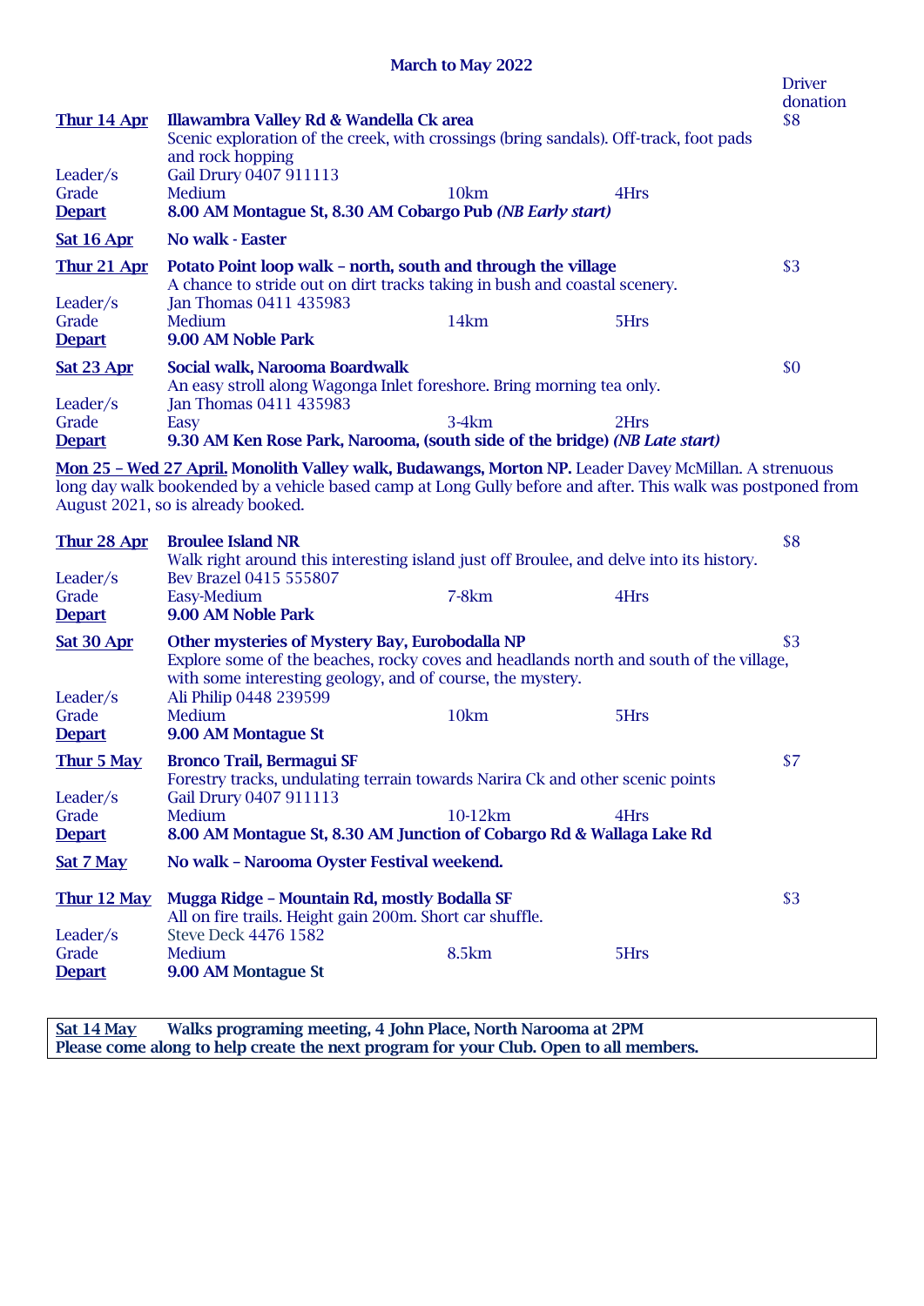## March to May 2022

Driver donation

**Thur 14 Apr** — **Illawambra Valley Rd & Wandella Ck area** — $8
Scenic exploration of the creek, with crossings (bring sandals). Off-track, foot pads and rock hopping
Leader/s: Gail Drury 0407 911113
Grade: Medium — 10km — 4Hrs
**Depart: 8.00 AM Montague St, 8.30 AM Cobargo Pub *(NB Early start)***

**Sat 16 Apr** — **No walk - Easter**

**Thur 21 Apr** — **Potato Point loop walk – north, south and through the village** — $3
A chance to stride out on dirt tracks taking in bush and coastal scenery.
Leader/s: Jan Thomas 0411 435983
Grade: Medium — 14km — 5Hrs
**Depart: 9.00 AM Noble Park**

**Sat 23 Apr** — **Social walk, Narooma Boardwalk** — $0
An easy stroll along Wagonga Inlet foreshore. Bring morning tea only.
Leader/s: Jan Thomas 0411 435983
Grade: Easy — 3-4km — 2Hrs
**Depart: 9.30 AM Ken Rose Park, Narooma, (south side of the bridge) *(NB Late start)***

**Mon 25 – Wed 27 April. Monolith Valley walk, Budawangs, Morton NP.** Leader Davey McMillan. A strenuous long day walk bookended by a vehicle based camp at Long Gully before and after. This walk was postponed from August 2021, so is already booked.

**Thur 28 Apr** — **Broulee Island NR** — $8
Walk right around this interesting island just off Broulee, and delve into its history.
Leader/s: Bev Brazel 0415 555807
Grade: Easy-Medium — 7-8km — 4Hrs
**Depart: 9.00 AM Noble Park**

**Sat 30 Apr** — **Other mysteries of Mystery Bay, Eurobodalla NP** — $3
Explore some of the beaches, rocky coves and headlands north and south of the village, with some interesting geology, and of course, the mystery.
Leader/s: Ali Philip 0448 239599
Grade: Medium — 10km — 5Hrs
**Depart: 9.00 AM Montague St**

**Thur 5 May** — **Bronco Trail, Bermagui SF** — $7
Forestry tracks, undulating terrain towards Narira Ck and other scenic points
Leader/s: Gail Drury 0407 911113
Grade: Medium — 10-12km — 4Hrs
**Depart: 8.00 AM Montague St, 8.30 AM Junction of Cobargo Rd & Wallaga Lake Rd**

**Sat 7 May** — **No walk – Narooma Oyster Festival weekend.**

**Thur 12 May** — **Mugga Ridge – Mountain Rd, mostly Bodalla SF** — $3
All on fire trails. Height gain 200m. Short car shuffle.
Leader/s: Steve Deck 4476 1582
Grade: Medium — 8.5km — 5Hrs
**Depart: 9.00 AM Montague St**

---

**Sat 14 May — Walks programing meeting, 4 John Place, North Narooma at 2PM**
**Please come along to help create the next program for your Club. Open to all members.**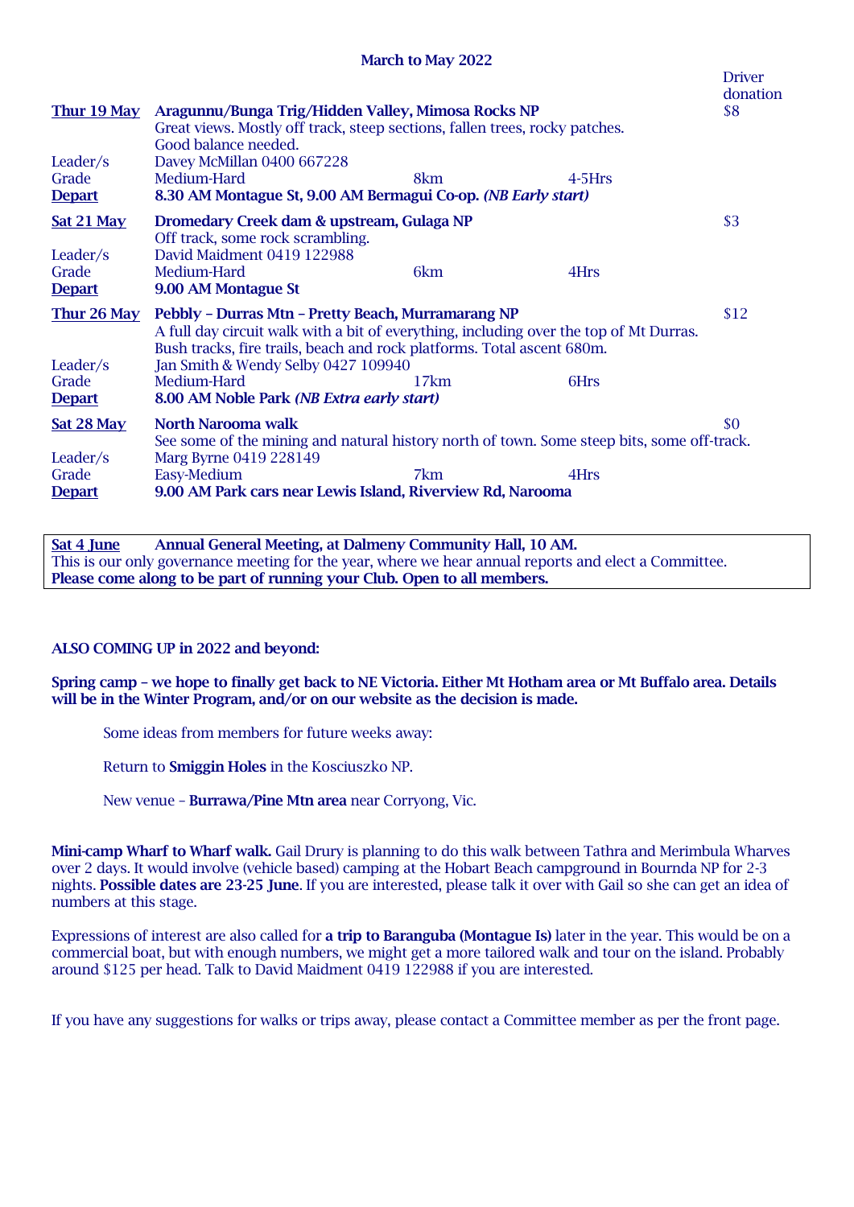**March to May 2022**

| | | | | Driver donation |
|---|---|---|---|---|
| **Thur 19 May** | **Aragunnu/Bunga Trig/Hidden Valley, Mimosa Rocks NP** Great views. Mostly off track, steep sections, fallen trees, rocky patches. Good balance needed. | | | $8 |
| Leader/s | Davey McMillan 0400 667228 | | | |
| Grade | Medium-Hard | 8km | 4-5Hrs | |
| **Depart** | **8.30 AM Montague St, 9.00 AM Bermagui Co-op.** ***(NB Early start)*** | | | |
| **Sat 21 May** | **Dromedary Creek dam & upstream, Gulaga NP** Off track, some rock scrambling. | | | $3 |
| Leader/s | David Maidment 0419 122988 | | | |
| Grade | Medium-Hard | 6km | 4Hrs | |
| **Depart** | **9.00 AM Montague St** | | | |
| **Thur 26 May** | **Pebbly – Durras Mtn – Pretty Beach, Murramarang NP** A full day circuit walk with a bit of everything, including over the top of Mt Durras. Bush tracks, fire trails, beach and rock platforms. Total ascent 680m. | | | $12 |
| Leader/s | Jan Smith & Wendy Selby 0427 109940 | | | |
| Grade | Medium-Hard | 17km | 6Hrs | |
| **Depart** | **8.00 AM Noble Park** ***(NB Extra early start)*** | | | |
| **Sat 28 May** | **North Narooma walk** See some of the mining and natural history north of town. Some steep bits, some off-track. | | | $0 |
| Leader/s | Marg Byrne 0419 228149 | | | |
| Grade | Easy-Medium | 7km | 4Hrs | |
| **Depart** | **9.00 AM Park cars near Lewis Island, Riverview Rd, Narooma** | | | |

**Sat 4 June** **Annual General Meeting, at Dalmeny Community Hall, 10 AM.**
This is our only governance meeting for the year, where we hear annual reports and elect a Committee.
**Please come along to be part of running your Club. Open to all members.**

**ALSO COMING UP in 2022 and beyond:**

**Spring camp – we hope to finally get back to NE Victoria. Either Mt Hotham area or Mt Buffalo area. Details will be in the Winter Program, and/or on our website as the decision is made.**

Some ideas from members for future weeks away:

Return to **Smiggin Holes** in the Kosciuszko NP.

New venue – **Burrawa/Pine Mtn area** near Corryong, Vic.

**Mini-camp Wharf to Wharf walk.** Gail Drury is planning to do this walk between Tathra and Merimbula Wharves over 2 days. It would involve (vehicle based) camping at the Hobart Beach campground in Bournda NP for 2-3 nights. **Possible dates are 23-25 June**. If you are interested, please talk it over with Gail so she can get an idea of numbers at this stage.

Expressions of interest are also called for **a trip to Baranguba (Montague Is)** later in the year. This would be on a commercial boat, but with enough numbers, we might get a more tailored walk and tour on the island. Probably around $125 per head. Talk to David Maidment 0419 122988 if you are interested.

If you have any suggestions for walks or trips away, please contact a Committee member as per the front page.